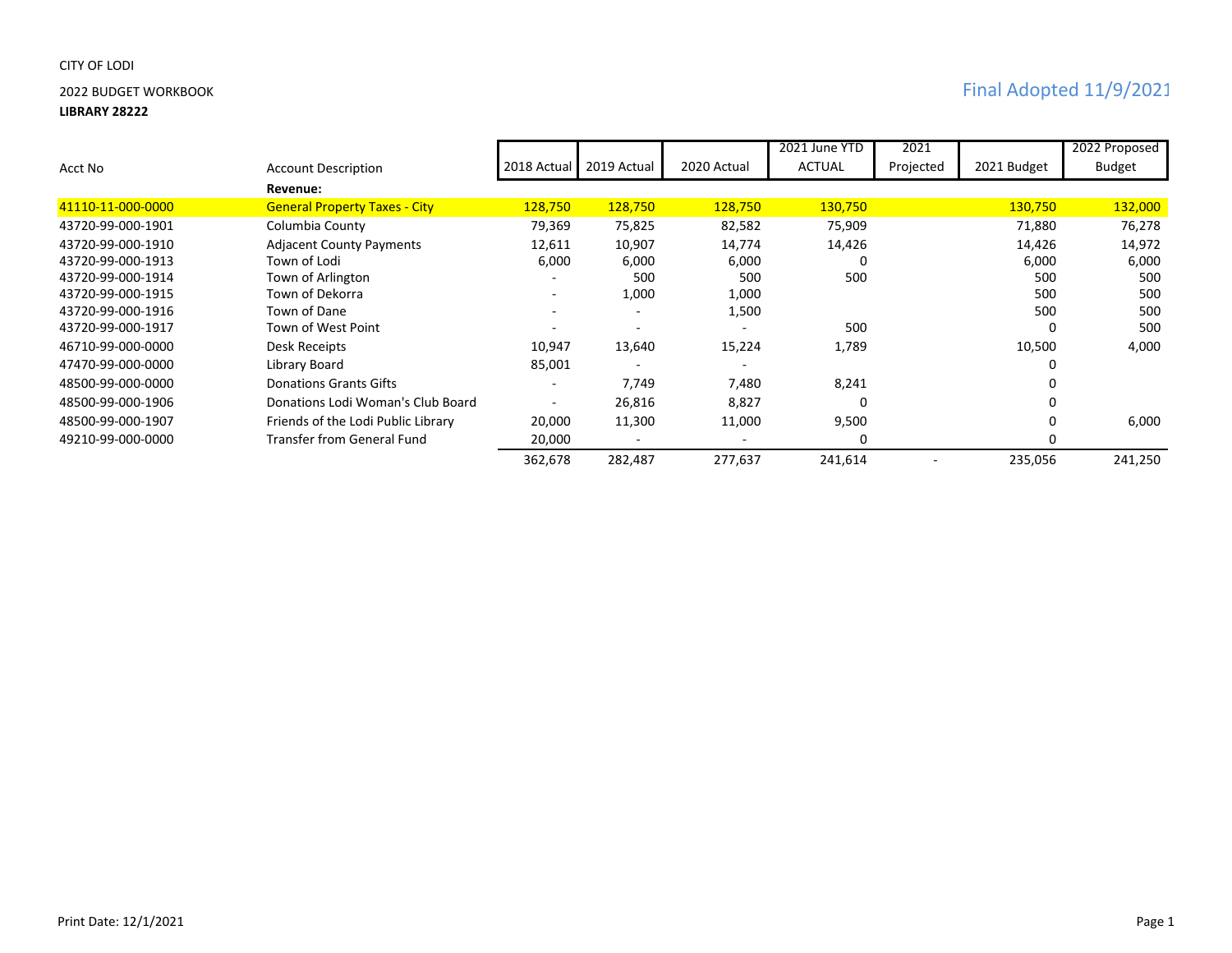CITY OF LODI

2022 BUDGET WORKBOOK

**LIBRARY 28222**

Final Adopted 11/9/2021

| Acct No | Account Description | 2018 Actual | 2019 Actual | 2020 Actual | 2021 June YTD ACTUAL | 2021 Projected | 2021 Budget | 2022 Proposed Budget |
|---|---|---|---|---|---|---|---|---|
| | **Revenue:** | | | | | | | |
| 41110-11-000-0000 | General Property Taxes - City | 128,750 | 128,750 | 128,750 | 130,750 | | 130,750 | 132,000 |
| 43720-99-000-1901 | Columbia County | 79,369 | 75,825 | 82,582 | 75,909 | | 71,880 | 76,278 |
| 43720-99-000-1910 | Adjacent County Payments | 12,611 | 10,907 | 14,774 | 14,426 | | 14,426 | 14,972 |
| 43720-99-000-1913 | Town of Lodi | 6,000 | 6,000 | 6,000 | 0 | | 6,000 | 6,000 |
| 43720-99-000-1914 | Town of Arlington | - | 500 | 500 | 500 | | 500 | 500 |
| 43720-99-000-1915 | Town of Dekorra | - | 1,000 | 1,000 | | | 500 | 500 |
| 43720-99-000-1916 | Town of Dane | - | - | 1,500 | | | 500 | 500 |
| 43720-99-000-1917 | Town of West Point | - | - | - | 500 | | 0 | 500 |
| 46710-99-000-0000 | Desk Receipts | 10,947 | 13,640 | 15,224 | 1,789 | | 10,500 | 4,000 |
| 47470-99-000-0000 | Library Board | 85,001 | - | - | | | 0 | |
| 48500-99-000-0000 | Donations Grants Gifts | - | 7,749 | 7,480 | 8,241 | | 0 | |
| 48500-99-000-1906 | Donations Lodi Woman's Club Board | - | 26,816 | 8,827 | 0 | | 0 | |
| 48500-99-000-1907 | Friends of the Lodi Public Library | 20,000 | 11,300 | 11,000 | 9,500 | | 0 | 6,000 |
| 49210-99-000-0000 | Transfer from General Fund | 20,000 | - | - | 0 | | 0 | |
| | | 362,678 | 282,487 | 277,637 | 241,614 | - | 235,056 | 241,250 |

Print Date: 12/1/2021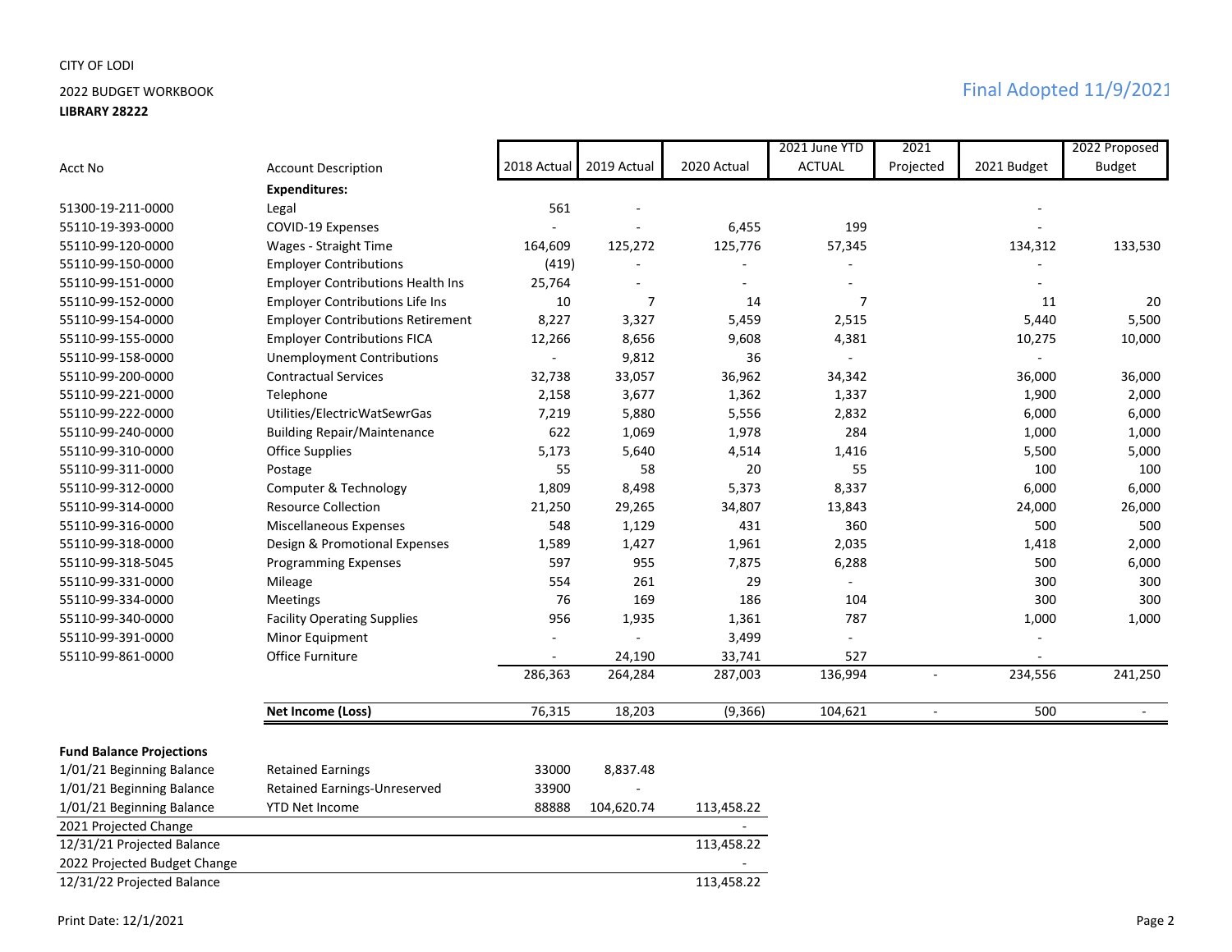CITY OF LODI

2022 BUDGET WORKBOOK

**LIBRARY 28222**

Final Adopted 11/9/2021

| Acct No | Account Description | 2018 Actual | 2019 Actual | 2020 Actual | 2021 June YTD ACTUAL | 2021 Projected | 2021 Budget | 2022 Proposed Budget |
|---|---|---|---|---|---|---|---|---|
| | **Expenditures:** | | | | | | | |
| 51300-19-211-0000 | Legal | 561 | - | | | | - | |
| 55110-19-393-0000 | COVID-19 Expenses | - | - | 6,455 | 199 | | - | |
| 55110-99-120-0000 | Wages - Straight Time | 164,609 | 125,272 | 125,776 | 57,345 | | 134,312 | 133,530 |
| 55110-99-150-0000 | Employer Contributions | (419) | - | - | - | | - | |
| 55110-99-151-0000 | Employer Contributions Health Ins | 25,764 | - | - | - | | - | |
| 55110-99-152-0000 | Employer Contributions Life Ins | 10 | 7 | 14 | 7 | | 11 | 20 |
| 55110-99-154-0000 | Employer Contributions Retirement | 8,227 | 3,327 | 5,459 | 2,515 | | 5,440 | 5,500 |
| 55110-99-155-0000 | Employer Contributions FICA | 12,266 | 8,656 | 9,608 | 4,381 | | 10,275 | 10,000 |
| 55110-99-158-0000 | Unemployment Contributions | - | 9,812 | 36 | - | | - | |
| 55110-99-200-0000 | Contractual Services | 32,738 | 33,057 | 36,962 | 34,342 | | 36,000 | 36,000 |
| 55110-99-221-0000 | Telephone | 2,158 | 3,677 | 1,362 | 1,337 | | 1,900 | 2,000 |
| 55110-99-222-0000 | Utilities/ElectricWatSewrGas | 7,219 | 5,880 | 5,556 | 2,832 | | 6,000 | 6,000 |
| 55110-99-240-0000 | Building Repair/Maintenance | 622 | 1,069 | 1,978 | 284 | | 1,000 | 1,000 |
| 55110-99-310-0000 | Office Supplies | 5,173 | 5,640 | 4,514 | 1,416 | | 5,500 | 5,000 |
| 55110-99-311-0000 | Postage | 55 | 58 | 20 | 55 | | 100 | 100 |
| 55110-99-312-0000 | Computer & Technology | 1,809 | 8,498 | 5,373 | 8,337 | | 6,000 | 6,000 |
| 55110-99-314-0000 | Resource Collection | 21,250 | 29,265 | 34,807 | 13,843 | | 24,000 | 26,000 |
| 55110-99-316-0000 | Miscellaneous Expenses | 548 | 1,129 | 431 | 360 | | 500 | 500 |
| 55110-99-318-0000 | Design & Promotional Expenses | 1,589 | 1,427 | 1,961 | 2,035 | | 1,418 | 2,000 |
| 55110-99-318-5045 | Programming Expenses | 597 | 955 | 7,875 | 6,288 | | 500 | 6,000 |
| 55110-99-331-0000 | Mileage | 554 | 261 | 29 | - | | 300 | 300 |
| 55110-99-334-0000 | Meetings | 76 | 169 | 186 | 104 | | 300 | 300 |
| 55110-99-340-0000 | Facility Operating Supplies | 956 | 1,935 | 1,361 | 787 | | 1,000 | 1,000 |
| 55110-99-391-0000 | Minor Equipment | - | - | 3,499 | - | | - | |
| 55110-99-861-0000 | Office Furniture | - | 24,190 | 33,741 | 527 | | - | |
| | | 286,363 | 264,284 | 287,003 | 136,994 | - | 234,556 | 241,250 |
| | **Net Income (Loss)** | 76,315 | 18,203 | (9,366) | 104,621 | - | 500 | - |

**Fund Balance Projections**

| | | | | |
|---|---|---|---|---|
| 1/01/21 Beginning Balance | Retained Earnings | 33000 | 8,837.48 | |
| 1/01/21 Beginning Balance | Retained Earnings-Unreserved | 33900 | - | |
| 1/01/21 Beginning Balance | YTD Net Income | 88888 | 104,620.74 | 113,458.22 |
| 2021 Projected Change | | | | - |
| 12/31/21 Projected Balance | | | | 113,458.22 |
| 2022 Projected Budget Change | | | | - |
| 12/31/22 Projected Balance | | | | 113,458.22 |

Print Date: 12/1/2021